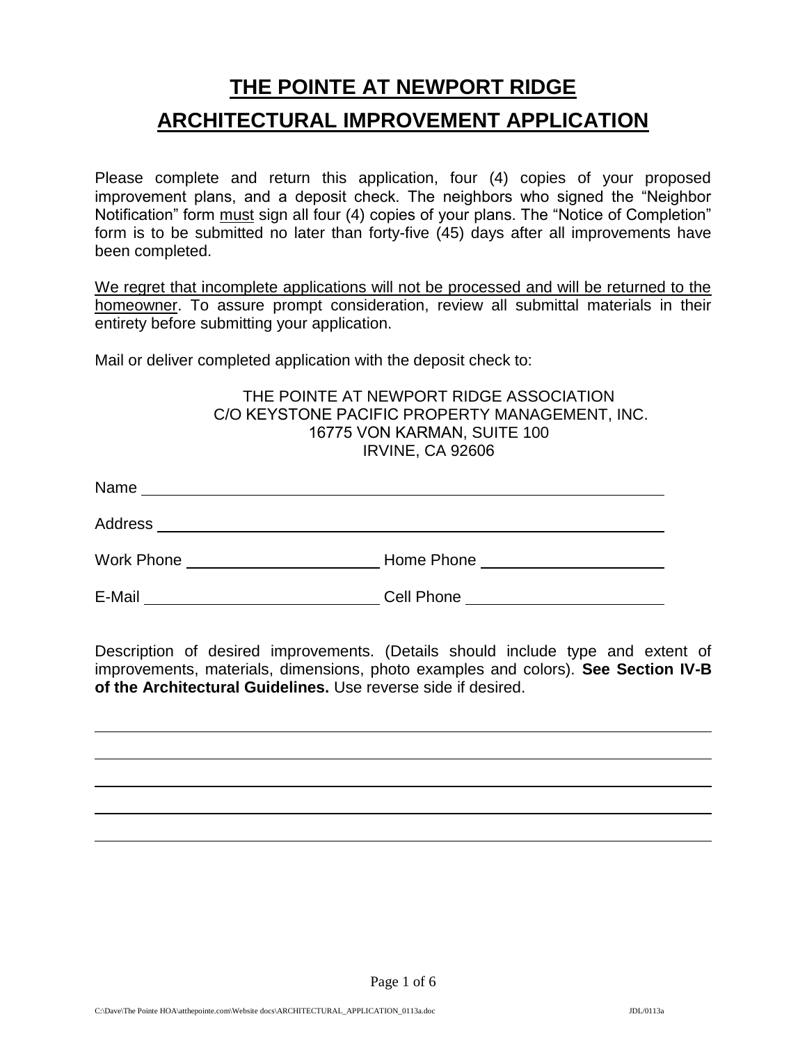# THE POINTE AT NEWPORT RIDGE

# ARCHITECTURAL IMPROVEMENT APPLICATION

Please complete and return this application, four (4) copies of your proposed improvement plans, and a deposit check. The neighbors who signed the "Neighbor Notification" form must sign all four (4) copies of your plans. The "Notice of Completion" form is to be submitted no later than forty-five (45) days after all improvements have been completed.

We regret that incomplete applications will not be processed and will be returned to the homeowner. To assure prompt consideration, review all submittal materials in their entirety before submitting your application.

Mail or deliver completed application with the deposit check to:

THE POINTE AT NEWPORT RIDGE ASSOCIATION
C/O KEYSTONE PACIFIC PROPERTY MANAGEMENT, INC.
16775 VON KARMAN, SUITE 100
IRVINE, CA 92606

Name ______________________________________________

Address ____________________________________________

Work Phone ____________________ Home Phone ____________________

E-Mail ______________________ Cell Phone ____________________

Description of desired improvements. (Details should include type and extent of improvements, materials, dimensions, photo examples and colors). **See Section IV-B of the Architectural Guidelines.** Use reverse side if desired.

______________________________________________________________

______________________________________________________________

______________________________________________________________

______________________________________________________________

______________________________________________________________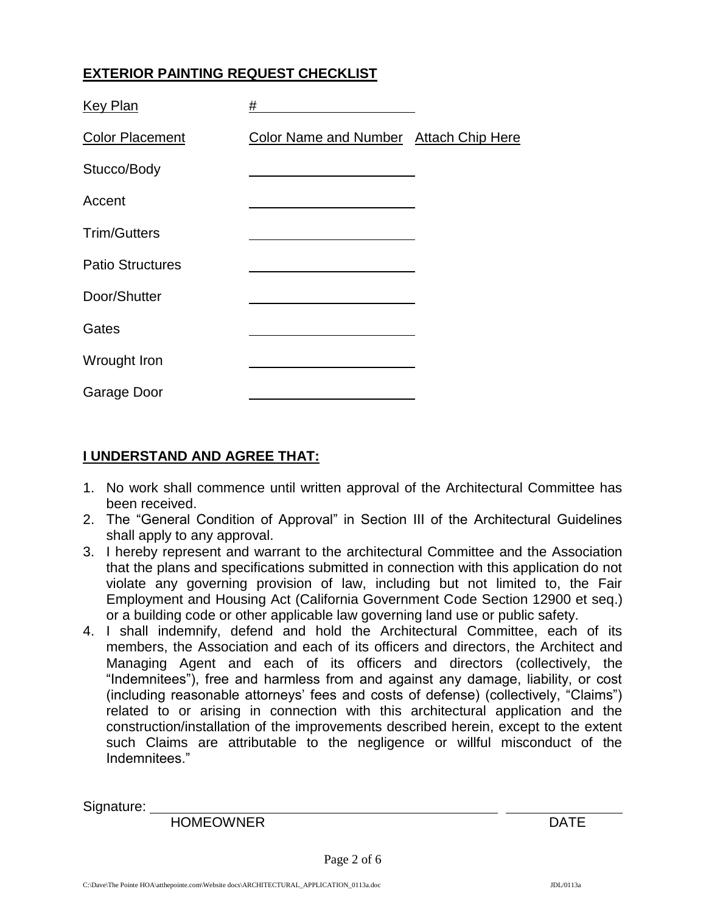**EXTERIOR PAINTING REQUEST CHECKLIST**

| Key Plan | # ____________ | |
|---|---|---|
| Color Placement | Color Name and Number | Attach Chip Here |
| Stucco/Body | ____________ | |
| Accent | ____________ | |
| Trim/Gutters | ____________ | |
| Patio Structures | ____________ | |
| Door/Shutter | ____________ | |
| Gates | ____________ | |
| Wrought Iron | ____________ | |
| Garage Door | ____________ | |

**I UNDERSTAND AND AGREE THAT:**

1. No work shall commence until written approval of the Architectural Committee has been received.
2. The "General Condition of Approval" in Section III of the Architectural Guidelines shall apply to any approval.
3. I hereby represent and warrant to the architectural Committee and the Association that the plans and specifications submitted in connection with this application do not violate any governing provision of law, including but not limited to, the Fair Employment and Housing Act (California Government Code Section 12900 et seq.) or a building code or other applicable law governing land use or public safety.
4. I shall indemnify, defend and hold the Architectural Committee, each of its members, the Association and each of its officers and directors, the Architect and Managing Agent and each of its officers and directors (collectively, the "Indemnitees"), free and harmless from and against any damage, liability, or cost (including reasonable attorneys' fees and costs of defense) (collectively, "Claims") related to or arising in connection with this architectural application and the construction/installation of the improvements described herein, except to the extent such Claims are attributable to the negligence or willful misconduct of the Indemnitees."

Signature: ______________________________ ____________

HOMEOWNER DATE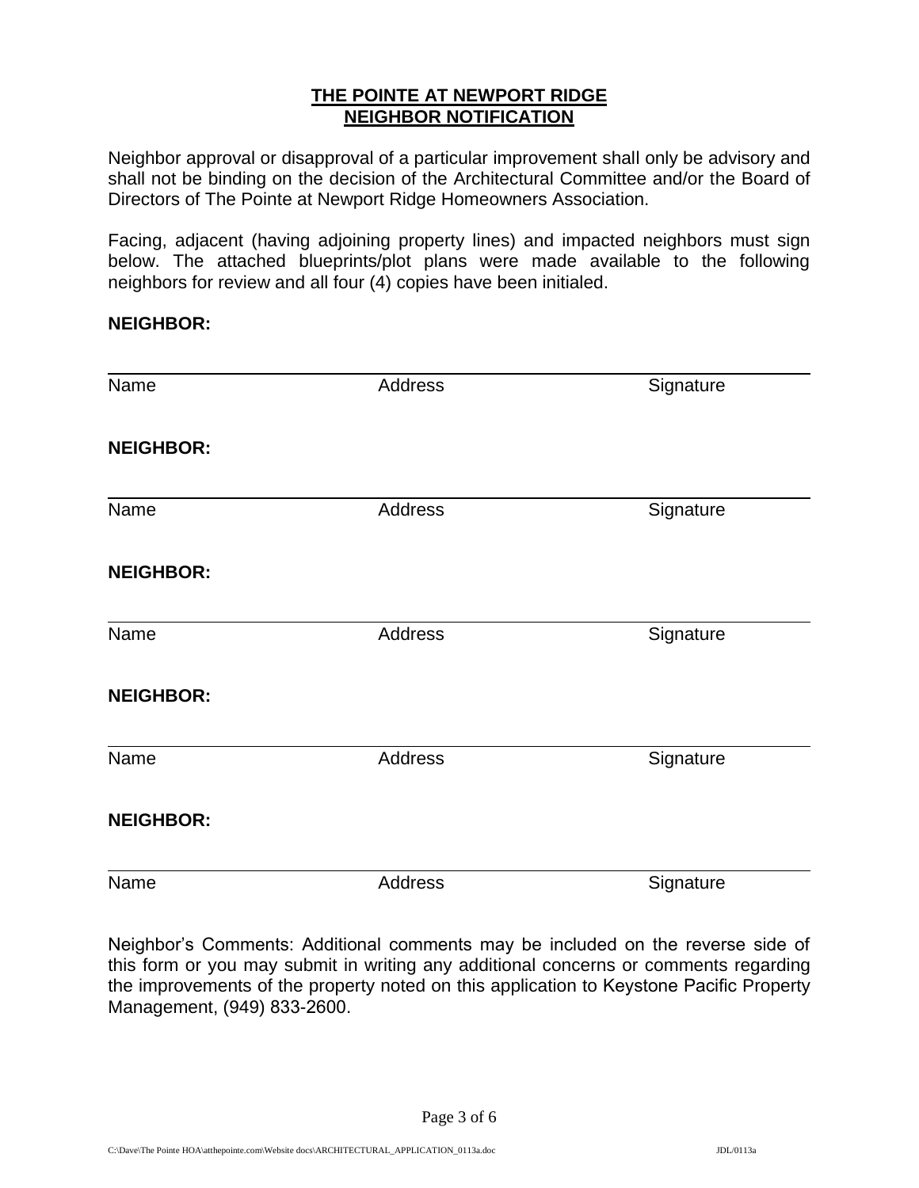**THE POINTE AT NEWPORT RIDGE**
**NEIGHBOR NOTIFICATION**

Neighbor approval or disapproval of a particular improvement shall only be advisory and shall not be binding on the decision of the Architectural Committee and/or the Board of Directors of The Pointe at Newport Ridge Homeowners Association.

Facing, adjacent (having adjoining property lines) and impacted neighbors must sign below. The attached blueprints/plot plans were made available to the following neighbors for review and all four (4) copies have been initialed.

**NEIGHBOR:**

\_\_\_\_\_\_\_\_\_\_\_\_\_\_\_\_\_\_\_\_\_\_\_\_\_\_\_\_\_\_\_\_\_\_\_\_\_\_\_\_\_\_\_\_\_\_\_\_\_\_\_\_\_\_\_\_\_\_\_\_

Name                    Address                    Signature

**NEIGHBOR:**

\_\_\_\_\_\_\_\_\_\_\_\_\_\_\_\_\_\_\_\_\_\_\_\_\_\_\_\_\_\_\_\_\_\_\_\_\_\_\_\_\_\_\_\_\_\_\_\_\_\_\_\_\_\_\_\_\_\_\_\_

Name                    Address                    Signature

**NEIGHBOR:**

\_\_\_\_\_\_\_\_\_\_\_\_\_\_\_\_\_\_\_\_\_\_\_\_\_\_\_\_\_\_\_\_\_\_\_\_\_\_\_\_\_\_\_\_\_\_\_\_\_\_\_\_\_\_\_\_\_\_\_\_

Name                    Address                    Signature

**NEIGHBOR:**

\_\_\_\_\_\_\_\_\_\_\_\_\_\_\_\_\_\_\_\_\_\_\_\_\_\_\_\_\_\_\_\_\_\_\_\_\_\_\_\_\_\_\_\_\_\_\_\_\_\_\_\_\_\_\_\_\_\_\_\_

Name                    Address                    Signature

**NEIGHBOR:**

\_\_\_\_\_\_\_\_\_\_\_\_\_\_\_\_\_\_\_\_\_\_\_\_\_\_\_\_\_\_\_\_\_\_\_\_\_\_\_\_\_\_\_\_\_\_\_\_\_\_\_\_\_\_\_\_\_\_\_\_

Name                    Address                    Signature

Neighbor's Comments: Additional comments may be included on the reverse side of this form or you may submit in writing any additional concerns or comments regarding the improvements of the property noted on this application to Keystone Pacific Property Management, (949) 833-2600.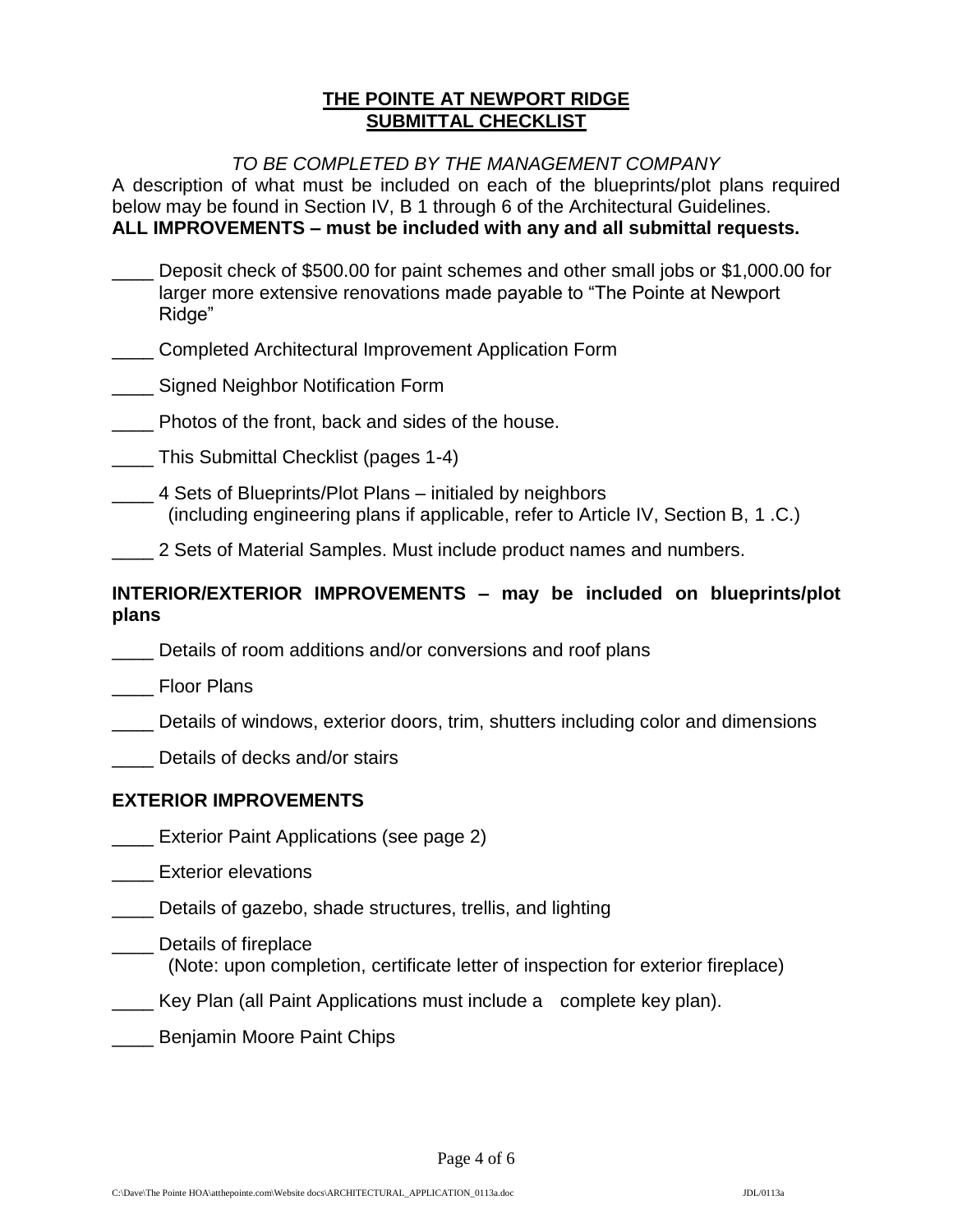# THE POINTE AT NEWPORT RIDGE
## SUBMITTAL CHECKLIST

*TO BE COMPLETED BY THE MANAGEMENT COMPANY*

A description of what must be included on each of the blueprints/plot plans required below may be found in Section IV, B 1 through 6 of the Architectural Guidelines.

**ALL IMPROVEMENTS – must be included with any and all submittal requests.**

____ Deposit check of $500.00 for paint schemes and other small jobs or $1,000.00 for larger more extensive renovations made payable to "The Pointe at Newport Ridge"

____ Completed Architectural Improvement Application Form

____ Signed Neighbor Notification Form

____ Photos of the front, back and sides of the house.

____ This Submittal Checklist (pages 1-4)

____ 4 Sets of Blueprints/Plot Plans – initialed by neighbors (including engineering plans if applicable, refer to Article IV, Section B, 1 .C.)

____ 2 Sets of Material Samples. Must include product names and numbers.

**INTERIOR/EXTERIOR IMPROVEMENTS – may be included on blueprints/plot plans**

____ Details of room additions and/or conversions and roof plans

____ Floor Plans

____ Details of windows, exterior doors, trim, shutters including color and dimensions

____ Details of decks and/or stairs

**EXTERIOR IMPROVEMENTS**

____ Exterior Paint Applications (see page 2)

____ Exterior elevations

____ Details of gazebo, shade structures, trellis, and lighting

____ Details of fireplace (Note: upon completion, certificate letter of inspection for exterior fireplace)

____ Key Plan (all Paint Applications must include a complete key plan).

____ Benjamin Moore Paint Chips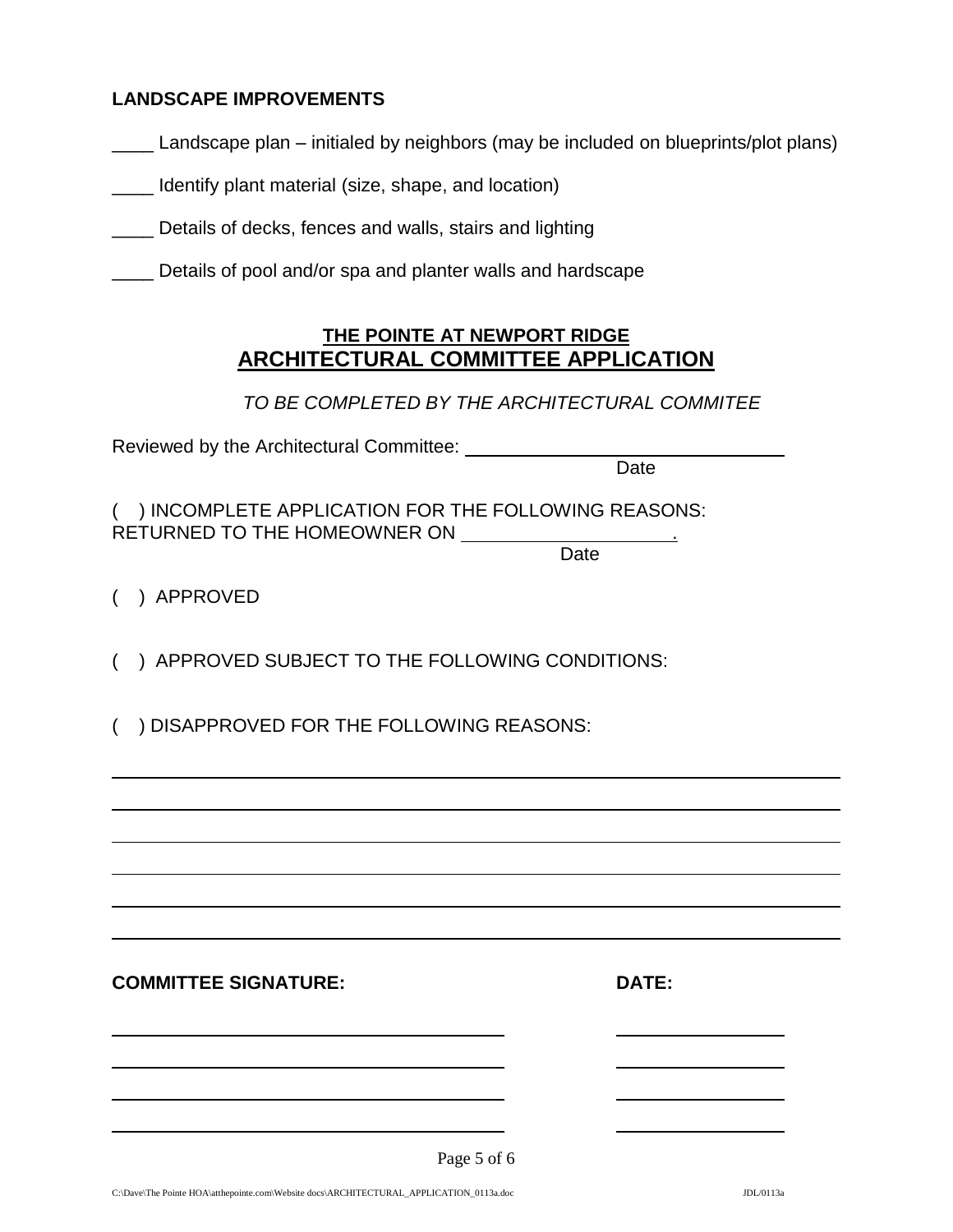**LANDSCAPE IMPROVEMENTS**

____ Landscape plan – initialed by neighbors (may be included on blueprints/plot plans)

____ Identify plant material (size, shape, and location)

____ Details of decks, fences and walls, stairs and lighting

____ Details of pool and/or spa and planter walls and hardscape

## THE POINTE AT NEWPORT RIDGE
## ARCHITECTURAL COMMITTEE APPLICATION

*TO BE COMPLETED BY THE ARCHITECTURAL COMMITEE*

Reviewed by the Architectural Committee: ________________________________
Date

( ) INCOMPLETE APPLICATION FOR THE FOLLOWING REASONS:
RETURNED TO THE HOMEOWNER ON ____________________.
Date

( ) APPROVED

( ) APPROVED SUBJECT TO THE FOLLOWING CONDITIONS:

( ) DISAPPROVED FOR THE FOLLOWING REASONS:

______________________________________________________________________

______________________________________________________________________

______________________________________________________________________

______________________________________________________________________

______________________________________________________________________

______________________________________________________________________

| **COMMITTEE SIGNATURE:** | **DATE:** |
|---|---|
| ______________________________ | ______________ |
| ______________________________ | ______________ |
| ______________________________ | ______________ |
| ______________________________ | ______________ |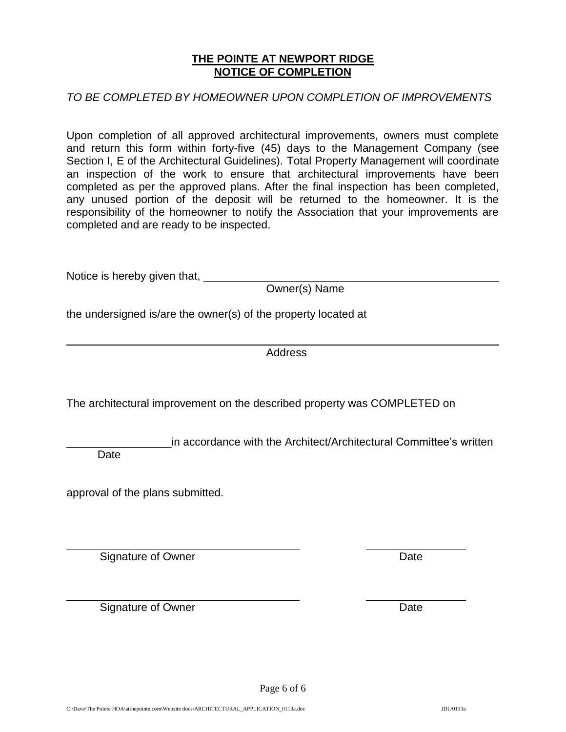**THE POINTE AT NEWPORT RIDGE**
**NOTICE OF COMPLETION**

*TO BE COMPLETED BY HOMEOWNER UPON COMPLETION OF IMPROVEMENTS*

Upon completion of all approved architectural improvements, owners must complete and return this form within forty-five (45) days to the Management Company (see Section I, E of the Architectural Guidelines). Total Property Management will coordinate an inspection of the work to ensure that architectural improvements have been completed as per the approved plans. After the final inspection has been completed, any unused portion of the deposit will be returned to the homeowner. It is the responsibility of the homeowner to notify the Association that your improvements are completed and are ready to be inspected.

Notice is hereby given that, ______________________________________________
Owner(s) Name

the undersigned is/are the owner(s) of the property located at

______________________________________________________________________
Address

The architectural improvement on the described property was COMPLETED on

________________ in accordance with the Architect/Architectural Committee's written
Date

approval of the plans submitted.

___________________________________ ______________
Signature of Owner Date

___________________________________ ______________
Signature of Owner Date

C:\Dave\The Pointe HOA\atthepointe.com\Website docs\ARCHITECTURAL_APPLICATION_0113a.doc JDL/0113a